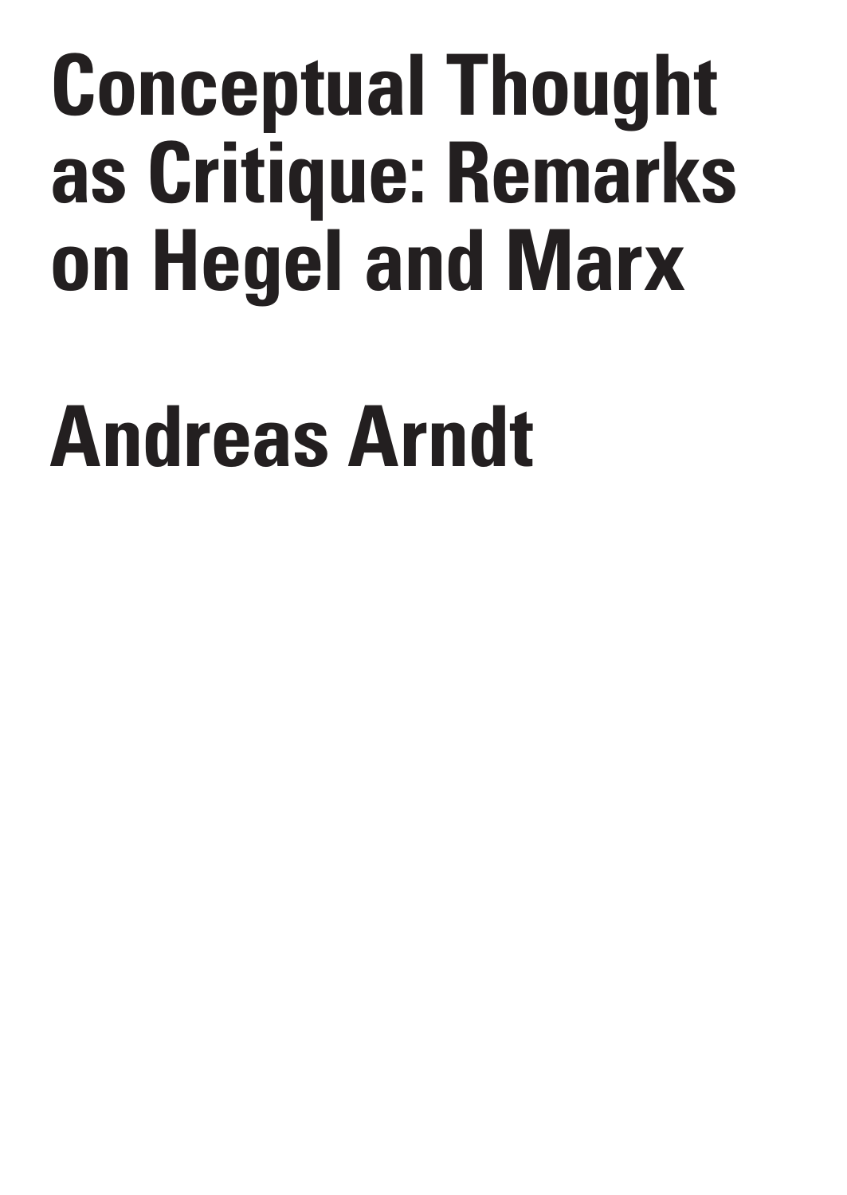# Conceptual Thought as Critique: Remarks on Hegel and Marx

## Andreas Arndt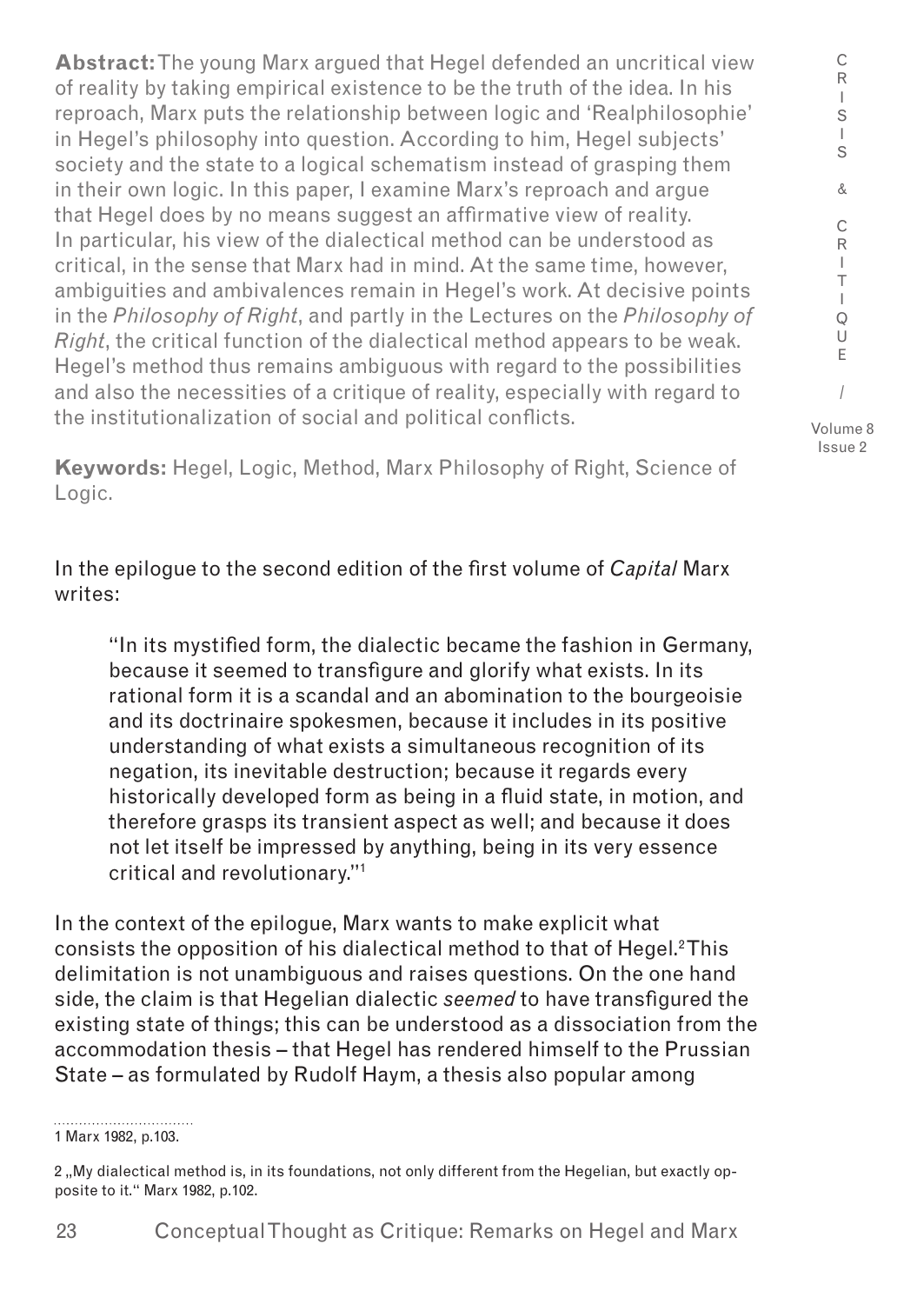**Abstract:** The young Marx argued that Hegel defended an uncritical view of reality by taking empirical existence to be the truth of the idea. In his reproach, Marx puts the relationship between logic and 'Realphilosophie' in Hegel's philosophy into question. According to him, Hegel subjects' society and the state to a logical schematism instead of grasping them in their own logic. In this paper, I examine Marx's reproach and argue that Hegel does by no means suggest an affirmative view of reality. In particular, his view of the dialectical method can be understood as critical, in the sense that Marx had in mind. At the same time, however, ambiguities and ambivalences remain in Hegel's work. At decisive points in the *Philosophy of Right*, and partly in the Lectures on the *Philosophy of Right*, the critical function of the dialectical method appears to be weak. Hegel's method thus remains ambiguous with regard to the possibilities and also the necessities of a critique of reality, especially with regard to the institutionalization of social and political conflicts.

**Keywords:** Hegel, Logic, Method, Marx Philosophy of Right, Science of Logic.

In the epilogue to the second edition of the first volume of *Capital* Marx writes:

> "In its mystified form, the dialectic became the fashion in Germany, because it seemed to transfigure and glorify what exists. In its rational form it is a scandal and an abomination to the bourgeoisie and its doctrinaire spokesmen, because it includes in its positive understanding of what exists a simultaneous recognition of its negation, its inevitable destruction; because it regards every historically developed form as being in a fluid state, in motion, and therefore grasps its transient aspect as well; and because it does not let itself be impressed by anything, being in its very essence critical and revolutionary."[1]

In the context of the epilogue, Marx wants to make explicit what consists the opposition of his dialectical method to that of Hegel.[2] This delimitation is not unambiguous and raises questions. On the one hand side, the claim is that Hegelian dialectic *seemed* to have transfigured the existing state of things; this can be understood as a dissociation from the accommodation thesis – that Hegel has rendered himself to the Prussian State – as formulated by Rudolf Haym, a thesis also popular among

1 Marx 1982, p.103.

2 „My dialectical method is, in its foundations, not only different from the Hegelian, but exactly opposite to it." Marx 1982, p.102.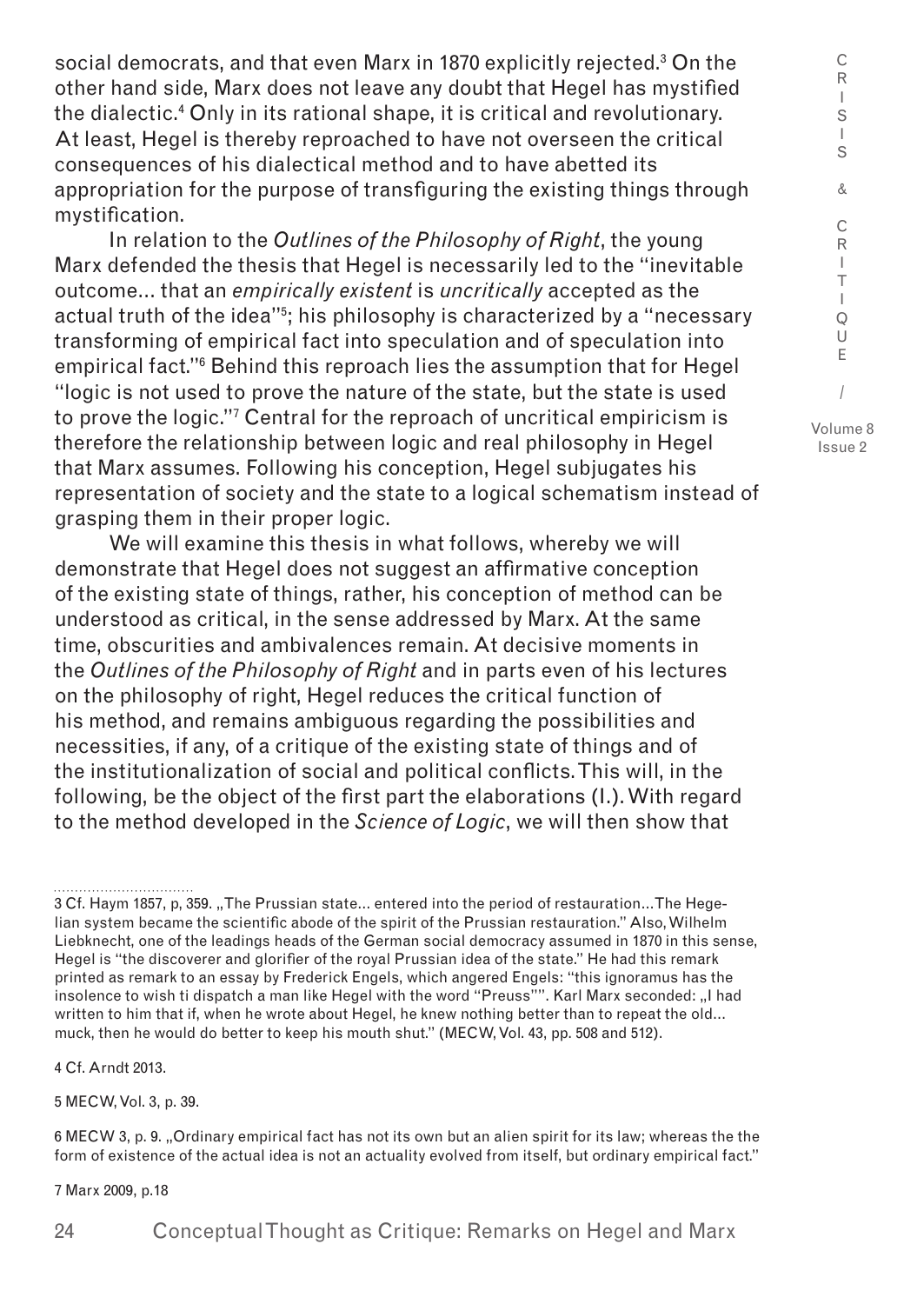social democrats, and that even Marx in 1870 explicitly rejected.[3] On the other hand side, Marx does not leave any doubt that Hegel has mystified the dialectic.[4] Only in its rational shape, it is critical and revolutionary. At least, Hegel is thereby reproached to have not overseen the critical consequences of his dialectical method and to have abetted its appropriation for the purpose of transfiguring the existing things through mystification.

In relation to the *Outlines of the Philosophy of Right*, the young Marx defended the thesis that Hegel is necessarily led to the "inevitable outcome... that an *empirically existent* is *uncritically* accepted as the actual truth of the idea"[5]; his philosophy is characterized by a "necessary transforming of empirical fact into speculation and of speculation into empirical fact."[6] Behind this reproach lies the assumption that for Hegel "logic is not used to prove the nature of the state, but the state is used to prove the logic."[7] Central for the reproach of uncritical empiricism is therefore the relationship between logic and real philosophy in Hegel that Marx assumes. Following his conception, Hegel subjugates his representation of society and the state to a logical schematism instead of grasping them in their proper logic.

We will examine this thesis in what follows, whereby we will demonstrate that Hegel does not suggest an affirmative conception of the existing state of things, rather, his conception of method can be understood as critical, in the sense addressed by Marx. At the same time, obscurities and ambivalences remain. At decisive moments in the *Outlines of the Philosophy of Right* and in parts even of his lectures on the philosophy of right, Hegel reduces the critical function of his method, and remains ambiguous regarding the possibilities and necessities, if any, of a critique of the existing state of things and of the institutionalization of social and political conflicts. This will, in the following, be the object of the first part the elaborations (I.). With regard to the method developed in the *Science of Logic*, we will then show that

---

3 Cf. Haym 1857, p, 359. „The Prussian state... entered into the period of restauration...The Hegelian system became the scientific abode of the spirit of the Prussian restauration." Also, Wilhelm Liebknecht, one of the leadings heads of the German social democracy assumed in 1870 in this sense, Hegel is "the discoverer and glorifier of the royal Prussian idea of the state." He had this remark printed as remark to an essay by Frederick Engels, which angered Engels: "this ignoramus has the insolence to wish ti dispatch a man like Hegel with the word "Preuss"". Karl Marx seconded: „I had written to him that if, when he wrote about Hegel, he knew nothing better than to repeat the old... muck, then he would do better to keep his mouth shut." (MECW, Vol. 43, pp. 508 and 512).

4 Cf. Arndt 2013.

5 MECW, Vol. 3, p. 39.

6 MECW 3, p. 9. „Ordinary empirical fact has not its own but an alien spirit for its law; whereas the the form of existence of the actual idea is not an actuality evolved from itself, but ordinary empirical fact."

7 Marx 2009, p.18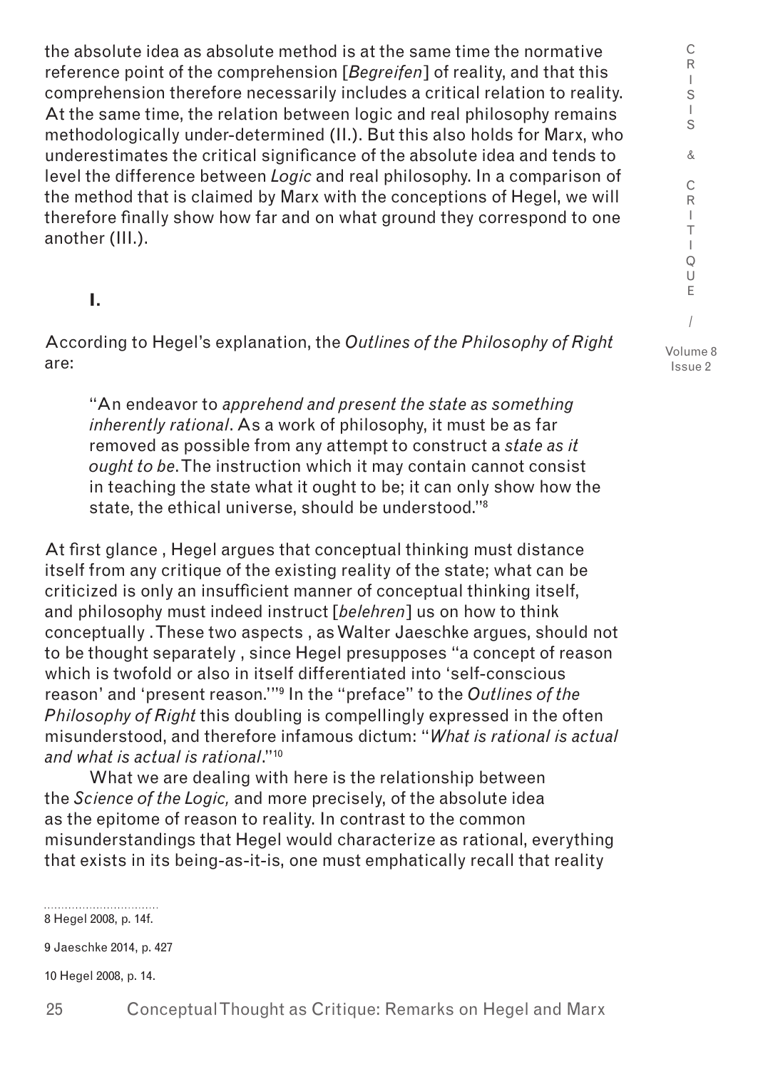the absolute idea as absolute method is at the same time the normative reference point of the comprehension [*Begreifen*] of reality, and that this comprehension therefore necessarily includes a critical relation to reality. At the same time, the relation between logic and real philosophy remains methodologically under-determined (II.). But this also holds for Marx, who underestimates the critical significance of the absolute idea and tends to level the difference between *Logic* and real philosophy. In a comparison of the method that is claimed by Marx with the conceptions of Hegel, we will therefore finally show how far and on what ground they correspond to one another (III.).

## I.

According to Hegel's explanation, the *Outlines of the Philosophy of Right* are:

> "An endeavor to *apprehend and present the state as something inherently rational*. As a work of philosophy, it must be as far removed as possible from any attempt to construct a *state as it ought to be*. The instruction which it may contain cannot consist in teaching the state what it ought to be; it can only show how the state, the ethical universe, should be understood."[8]

At first glance , Hegel argues that conceptual thinking must distance itself from any critique of the existing reality of the state; what can be criticized is only an insufficient manner of conceptual thinking itself, and philosophy must indeed instruct [*belehren*] us on how to think conceptually . These two aspects , as Walter Jaeschke argues, should not to be thought separately , since Hegel presupposes "a concept of reason which is twofold or also in itself differentiated into 'self-conscious reason' and 'present reason.'"[9] In the "preface" to the *Outlines of the Philosophy of Right* this doubling is compellingly expressed in the often misunderstood, and therefore infamous dictum: "*What is rational is actual and what is actual is rational*."[10]

What we are dealing with here is the relationship between the *Science of the Logic,* and more precisely, of the absolute idea as the epitome of reason to reality. In contrast to the common misunderstandings that Hegel would characterize as rational, everything that exists in its being-as-it-is, one must emphatically recall that reality

8 Hegel 2008, p. 14f.

9 Jaeschke 2014, p. 427

10 Hegel 2008, p. 14.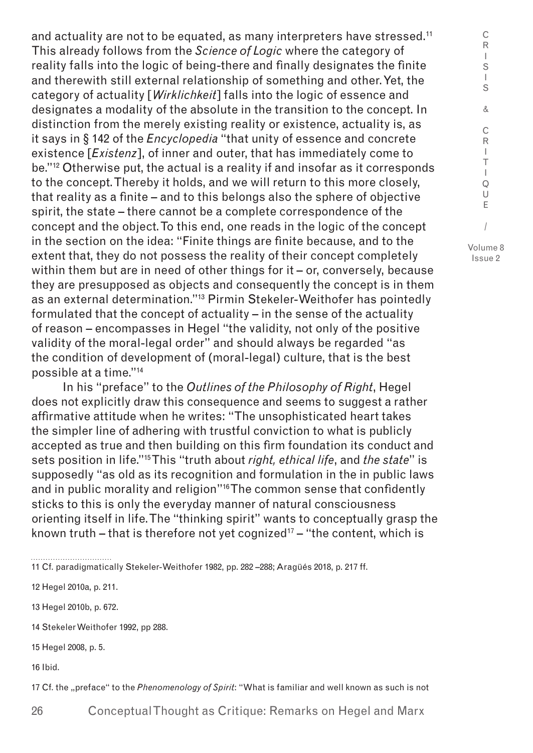and actuality are not to be equated, as many interpreters have stressed.[11] This already follows from the *Science of Logic* where the category of reality falls into the logic of being-there and finally designates the finite and therewith still external relationship of something and other. Yet, the category of actuality [*Wirklichkeit*] falls into the logic of essence and designates a modality of the absolute in the transition to the concept. In distinction from the merely existing reality or existence, actuality is, as it says in § 142 of the *Encyclopedia* "that unity of essence and concrete existence [*Existenz*], of inner and outer, that has immediately come to be."[12] Otherwise put, the actual is a reality if and insofar as it corresponds to the concept. Thereby it holds, and we will return to this more closely, that reality as a finite – and to this belongs also the sphere of objective spirit, the state – there cannot be a complete correspondence of the concept and the object. To this end, one reads in the logic of the concept in the section on the idea: "Finite things are finite because, and to the extent that, they do not possess the reality of their concept completely within them but are in need of other things for it – or, conversely, because they are presupposed as objects and consequently the concept is in them as an external determination."[13] Pirmin Stekeler-Weithofer has pointedly formulated that the concept of actuality – in the sense of the actuality of reason – encompasses in Hegel "the validity, not only of the positive validity of the moral-legal order" and should always be regarded "as the condition of development of (moral-legal) culture, that is the best possible at a time."[14]

In his "preface" to the *Outlines of the Philosophy of Right*, Hegel does not explicitly draw this consequence and seems to suggest a rather affirmative attitude when he writes: "The unsophisticated heart takes the simpler line of adhering with trustful conviction to what is publicly accepted as true and then building on this firm foundation its conduct and sets position in life."[15] This "truth about *right, ethical life*, and *the state*" is supposedly "as old as its recognition and formulation in the in public laws and in public morality and religion"[16] The common sense that confidently sticks to this is only the everyday manner of natural consciousness orienting itself in life. The "thinking spirit" wants to conceptually grasp the known truth – that is therefore not yet cognized[17] – "the content, which is

11 Cf. paradigmatically Stekeler-Weithofer 1982, pp. 282 –288; Aragüés 2018, p. 217 ff.

12 Hegel 2010a, p. 211.

13 Hegel 2010b, p. 672.

14 Stekeler Weithofer 1992, pp 288.

15 Hegel 2008, p. 5.

16 Ibid.

17 Cf. the „preface" to the *Phenomenology of Spirit*: "What is familiar and well known as such is not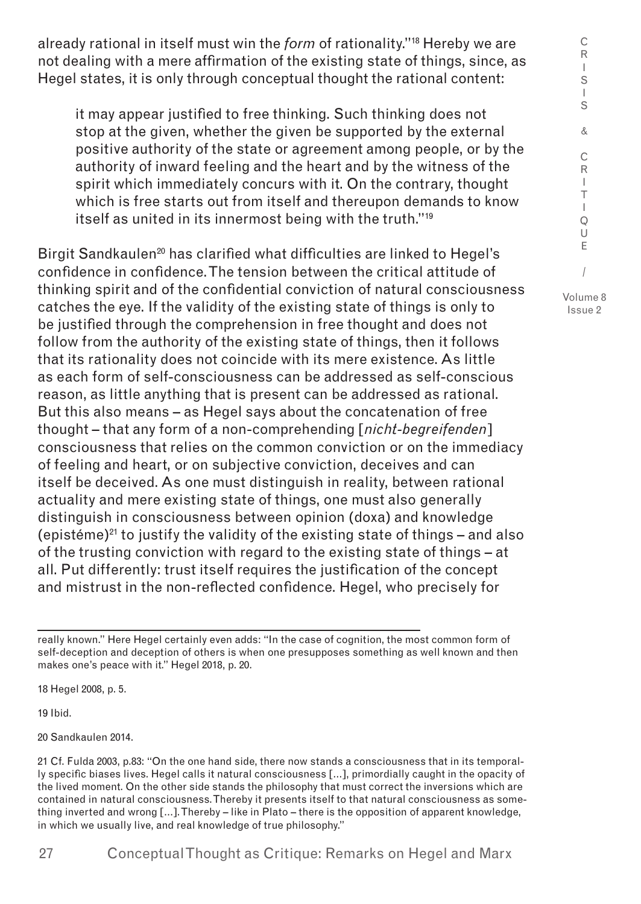already rational in itself must win the *form* of rationality."[18] Hereby we are not dealing with a mere affirmation of the existing state of things, since, as Hegel states, it is only through conceptual thought the rational content:

> it may appear justified to free thinking. Such thinking does not stop at the given, whether the given be supported by the external positive authority of the state or agreement among people, or by the authority of inward feeling and the heart and by the witness of the spirit which immediately concurs with it. On the contrary, thought which is free starts out from itself and thereupon demands to know itself as united in its innermost being with the truth."[19]

Birgit Sandkaulen[20] has clarified what difficulties are linked to Hegel's confidence in confidence. The tension between the critical attitude of thinking spirit and of the confidential conviction of natural consciousness catches the eye. If the validity of the existing state of things is only to be justified through the comprehension in free thought and does not follow from the authority of the existing state of things, then it follows that its rationality does not coincide with its mere existence. As little as each form of self-consciousness can be addressed as self-conscious reason, as little anything that is present can be addressed as rational. But this also means – as Hegel says about the concatenation of free thought – that any form of a non-comprehending [*nicht-begreifenden*] consciousness that relies on the common conviction or on the immediacy of feeling and heart, or on subjective conviction, deceives and can itself be deceived. As one must distinguish in reality, between rational actuality and mere existing state of things, one must also generally distinguish in consciousness between opinion (doxa) and knowledge (epistéme)[21] to justify the validity of the existing state of things – and also of the trusting conviction with regard to the existing state of things – at all. Put differently: trust itself requires the justification of the concept and mistrust in the non-reflected confidence. Hegel, who precisely for

---

really known." Here Hegel certainly even adds: "In the case of cognition, the most common form of self-deception and deception of others is when one presupposes something as well known and then makes one's peace with it." Hegel 2018, p. 20.

18 Hegel 2008, p. 5.

19 Ibid.

20 Sandkaulen 2014.

21 Cf. Fulda 2003, p.83: "On the one hand side, there now stands a consciousness that in its temporally specific biases lives. Hegel calls it natural consciousness [...], primordially caught in the opacity of the lived moment. On the other side stands the philosophy that must correct the inversions which are contained in natural consciousness. Thereby it presents itself to that natural consciousness as something inverted and wrong [...]. Thereby – like in Plato – there is the opposition of apparent knowledge, in which we usually live, and real knowledge of true philosophy."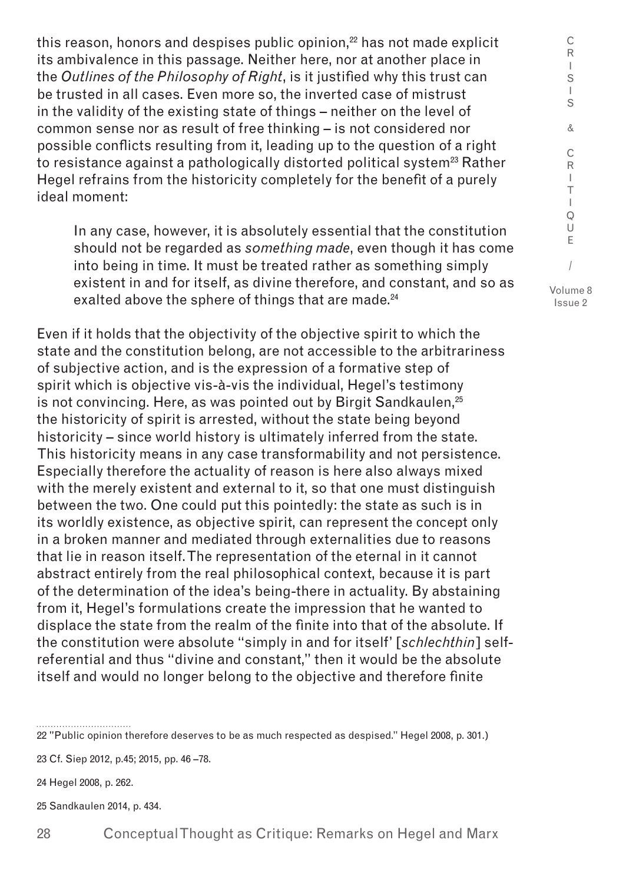this reason, honors and despises public opinion,[22] has not made explicit its ambivalence in this passage. Neither here, nor at another place in the *Outlines of the Philosophy of Right*, is it justified why this trust can be trusted in all cases. Even more so, the inverted case of mistrust in the validity of the existing state of things – neither on the level of common sense nor as result of free thinking – is not considered nor possible conflicts resulting from it, leading up to the question of a right to resistance against a pathologically distorted political system[23] Rather Hegel refrains from the historicity completely for the benefit of a purely ideal moment:

> In any case, however, it is absolutely essential that the constitution should not be regarded as *something made*, even though it has come into being in time. It must be treated rather as something simply existent in and for itself, as divine therefore, and constant, and so as exalted above the sphere of things that are made.[24]

Even if it holds that the objectivity of the objective spirit to which the state and the constitution belong, are not accessible to the arbitrariness of subjective action, and is the expression of a formative step of spirit which is objective vis-à-vis the individual, Hegel's testimony is not convincing. Here, as was pointed out by Birgit Sandkaulen,[25] the historicity of spirit is arrested, without the state being beyond historicity – since world history is ultimately inferred from the state. This historicity means in any case transformability and not persistence. Especially therefore the actuality of reason is here also always mixed with the merely existent and external to it, so that one must distinguish between the two. One could put this pointedly: the state as such is in its worldly existence, as objective spirit, can represent the concept only in a broken manner and mediated through externalities due to reasons that lie in reason itself. The representation of the eternal in it cannot abstract entirely from the real philosophical context, because it is part of the determination of the idea's being-there in actuality. By abstaining from it, Hegel's formulations create the impression that he wanted to displace the state from the realm of the finite into that of the absolute. If the constitution were absolute "simply in and for itself' [*schlechthin*] self-referential and thus "divine and constant," then it would be the absolute itself and would no longer belong to the objective and therefore finite

---

22 "Public opinion therefore deserves to be as much respected as despised." Hegel 2008, p. 301.)

23 Cf. Siep 2012, p.45; 2015, pp. 46 –78.

24 Hegel 2008, p. 262.

25 Sandkaulen 2014, p. 434.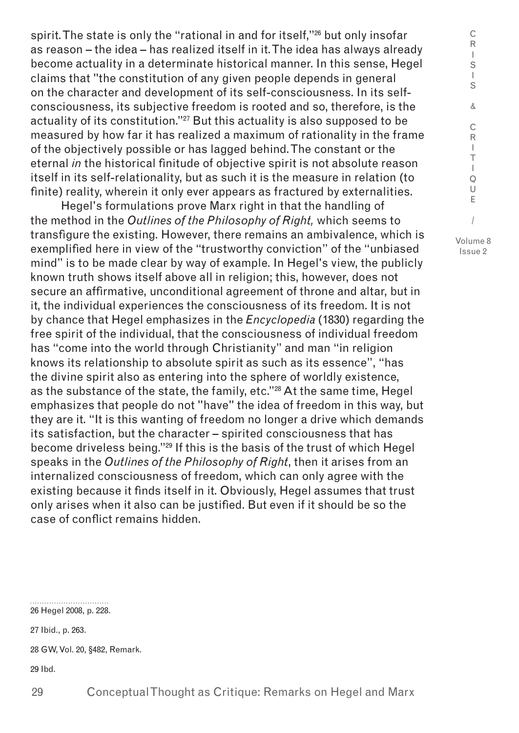spirit. The state is only the "rational in and for itself,"[26] but only insofar as reason – the idea – has realized itself in it. The idea has always already become actuality in a determinate historical manner. In this sense, Hegel claims that "the constitution of any given people depends in general on the character and development of its self-consciousness. In its self-consciousness, its subjective freedom is rooted and so, therefore, is the actuality of its constitution."[27] But this actuality is also supposed to be measured by how far it has realized a maximum of rationality in the frame of the objectively possible or has lagged behind. The constant or the eternal *in* the historical finitude of objective spirit is not absolute reason itself in its self-relationality, but as such it is the measure in relation (to finite) reality, wherein it only ever appears as fractured by externalities.

Hegel's formulations prove Marx right in that the handling of the method in the *Outlines of the Philosophy of Right,* which seems to transfigure the existing. However, there remains an ambivalence, which is exemplified here in view of the "trustworthy conviction" of the "unbiased mind" is to be made clear by way of example. In Hegel's view, the publicly known truth shows itself above all in religion; this, however, does not secure an affirmative, unconditional agreement of throne and altar, but in it, the individual experiences the consciousness of its freedom. It is not by chance that Hegel emphasizes in the *Encyclopedia* (1830) regarding the free spirit of the individual, that the consciousness of individual freedom has "come into the world through Christianity" and man "in religion knows its relationship to absolute spirit as such as its essence", "has the divine spirit also as entering into the sphere of worldly existence, as the substance of the state, the family, etc."[28] At the same time, Hegel emphasizes that people do not "have" the idea of freedom in this way, but they are it. "It is this wanting of freedom no longer a drive which demands its satisfaction, but the character – spirited consciousness that has become driveless being."[29] If this is the basis of the trust of which Hegel speaks in the *Outlines of the Philosophy of Right*, then it arises from an internalized consciousness of freedom, which can only agree with the existing because it finds itself in it. Obviously, Hegel assumes that trust only arises when it also can be justified. But even if it should be so the case of conflict remains hidden.

---

26 Hegel 2008, p. 228.

27 Ibid., p. 263.

28 GW, Vol. 20, §482, Remark.

29 Ibd.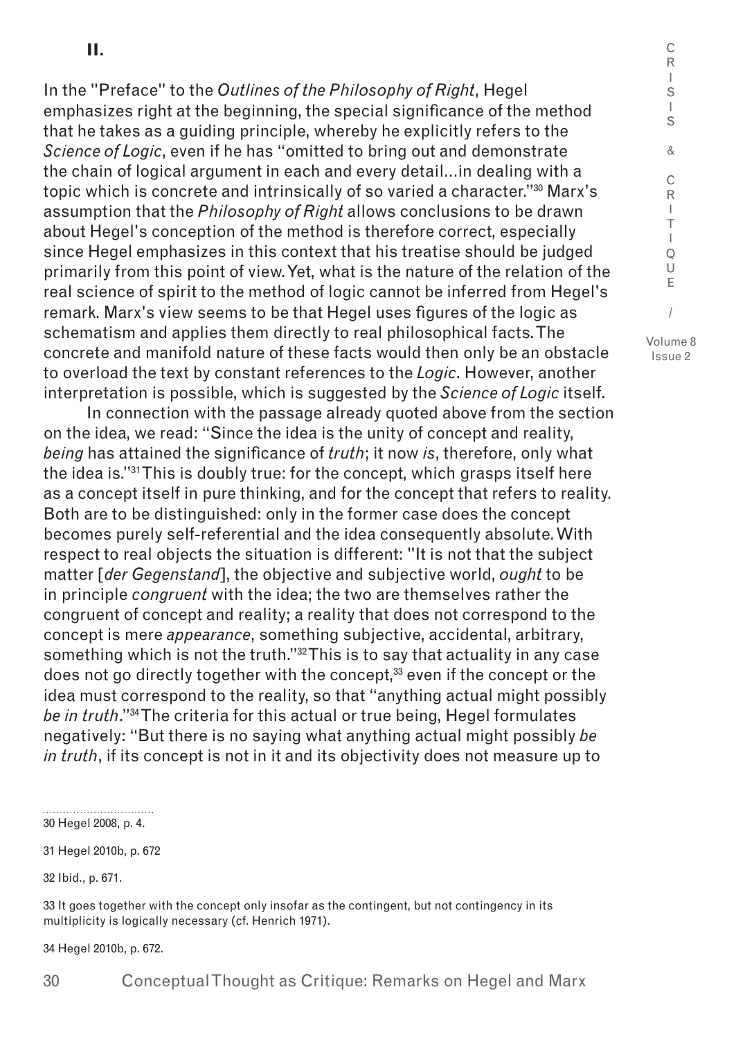## II.

In the "Preface" to the *Outlines of the Philosophy of Right*, Hegel emphasizes right at the beginning, the special significance of the method that he takes as a guiding principle, whereby he explicitly refers to the *Science of Logic*, even if he has "omitted to bring out and demonstrate the chain of logical argument in each and every detail...in dealing with a topic which is concrete and intrinsically of so varied a character."[30] Marx's assumption that the *Philosophy of Right* allows conclusions to be drawn about Hegel's conception of the method is therefore correct, especially since Hegel emphasizes in this context that his treatise should be judged primarily from this point of view. Yet, what is the nature of the relation of the real science of spirit to the method of logic cannot be inferred from Hegel's remark. Marx's view seems to be that Hegel uses figures of the logic as schematism and applies them directly to real philosophical facts. The concrete and manifold nature of these facts would then only be an obstacle to overload the text by constant references to the *Logic*. However, another interpretation is possible, which is suggested by the *Science of Logic* itself.

In connection with the passage already quoted above from the section on the idea, we read: "Since the idea is the unity of concept and reality, *being* has attained the significance of *truth*; it now *is*, therefore, only what the idea is."[31] This is doubly true: for the concept, which grasps itself here as a concept itself in pure thinking, and for the concept that refers to reality. Both are to be distinguished: only in the former case does the concept becomes purely self-referential and the idea consequently absolute. With respect to real objects the situation is different: "It is not that the subject matter [*der Gegenstand*], the objective and subjective world, *ought* to be in principle *congruent* with the idea; the two are themselves rather the congruent of concept and reality; a reality that does not correspond to the concept is mere *appearance*, something subjective, accidental, arbitrary, something which is not the truth."[32] This is to say that actuality in any case does not go directly together with the concept,[33] even if the concept or the idea must correspond to the reality, so that "anything actual might possibly *be in truth*."[34] The criteria for this actual or true being, Hegel formulates negatively: "But there is no saying what anything actual might possibly *be in truth*, if its concept is not in it and its objectivity does not measure up to

30 Hegel 2008, p. 4.

31 Hegel 2010b, p. 672

32 Ibid., p. 671.

33 It goes together with the concept only insofar as the contingent, but not contingency in its multiplicity is logically necessary (cf. Henrich 1971).

34 Hegel 2010b, p. 672.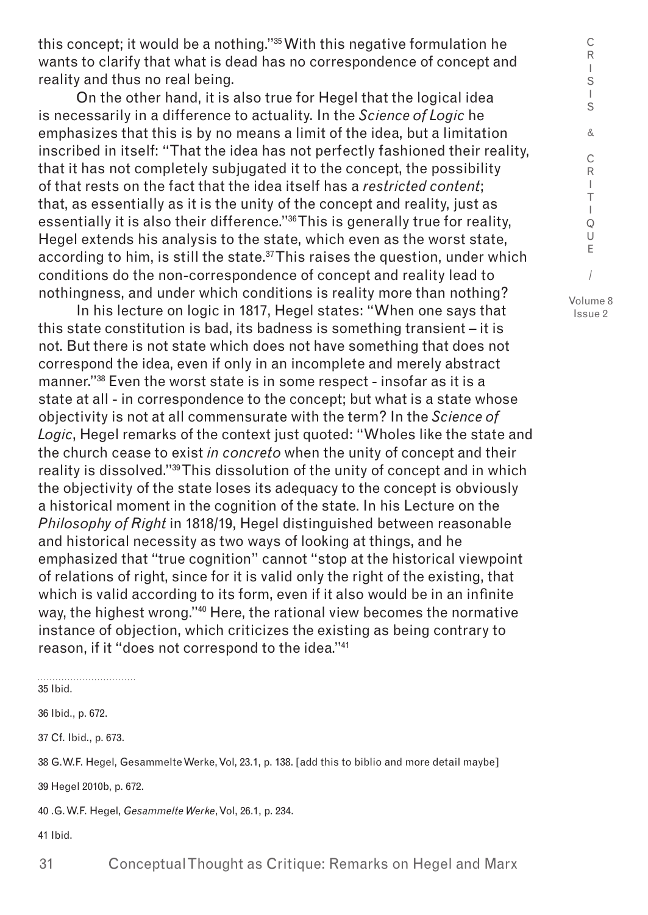this concept; it would be a nothing."[35] With this negative formulation he wants to clarify that what is dead has no correspondence of concept and reality and thus no real being.

On the other hand, it is also true for Hegel that the logical idea is necessarily in a difference to actuality. In the *Science of Logic* he emphasizes that this is by no means a limit of the idea, but a limitation inscribed in itself: "That the idea has not perfectly fashioned their reality, that it has not completely subjugated it to the concept, the possibility of that rests on the fact that the idea itself has a *restricted content*; that, as essentially as it is the unity of the concept and reality, just as essentially it is also their difference."[36] This is generally true for reality, Hegel extends his analysis to the state, which even as the worst state, according to him, is still the state.[37] This raises the question, under which conditions do the non-correspondence of concept and reality lead to nothingness, and under which conditions is reality more than nothing?

In his lecture on logic in 1817, Hegel states: "When one says that this state constitution is bad, its badness is something transient – it is not. But there is not state which does not have something that does not correspond the idea, even if only in an incomplete and merely abstract manner."[38] Even the worst state is in some respect - insofar as it is a state at all - in correspondence to the concept; but what is a state whose objectivity is not at all commensurate with the term? In the *Science of Logic*, Hegel remarks of the context just quoted: "Wholes like the state and the church cease to exist *in concreto* when the unity of concept and their reality is dissolved."[39] This dissolution of the unity of concept and in which the objectivity of the state loses its adequacy to the concept is obviously a historical moment in the cognition of the state. In his Lecture on the *Philosophy of Right* in 1818/19, Hegel distinguished between reasonable and historical necessity as two ways of looking at things, and he emphasized that "true cognition" cannot "stop at the historical viewpoint of relations of right, since for it is valid only the right of the existing, that which is valid according to its form, even if it also would be in an infinite way, the highest wrong."[40] Here, the rational view becomes the normative instance of objection, which criticizes the existing as being contrary to reason, if it "does not correspond to the idea."[41]

---

35 Ibid.

36 Ibid., p. 672.

37 Cf. Ibid., p. 673.

38 G.W.F. Hegel, Gesammelte Werke, Vol, 23.1, p. 138. [add this to biblio and more detail maybe]

39 Hegel 2010b, p. 672.

40 .G. W.F. Hegel, *Gesammelte Werke*, Vol, 26.1, p. 234.

41 Ibid.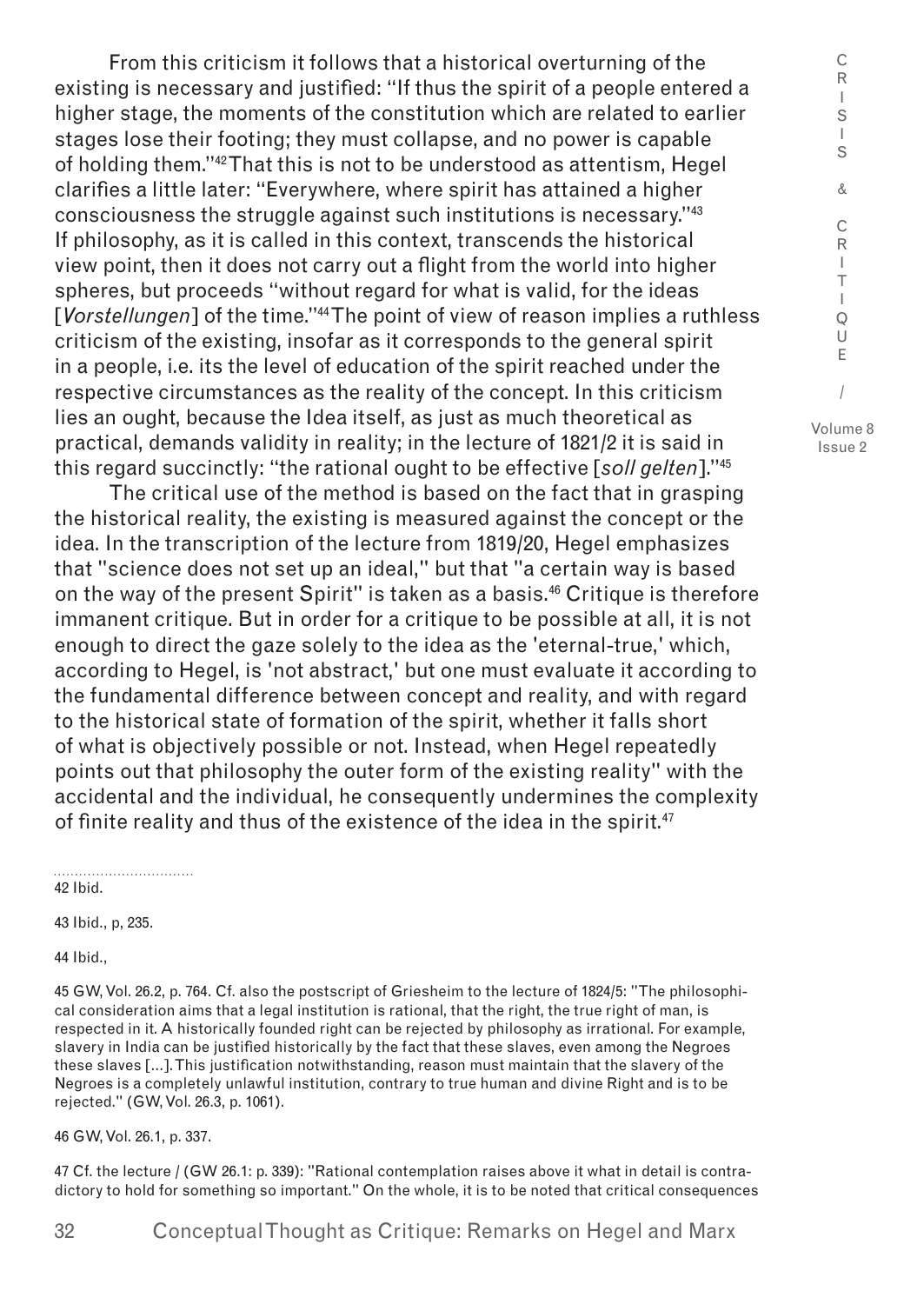From this criticism it follows that a historical overturning of the existing is necessary and justified: "If thus the spirit of a people entered a higher stage, the moments of the constitution which are related to earlier stages lose their footing; they must collapse, and no power is capable of holding them."[42] That this is not to be understood as attentism, Hegel clarifies a little later: "Everywhere, where spirit has attained a higher consciousness the struggle against such institutions is necessary."[43] If philosophy, as it is called in this context, transcends the historical view point, then it does not carry out a flight from the world into higher spheres, but proceeds "without regard for what is valid, for the ideas [*Vorstellungen*] of the time."[44] The point of view of reason implies a ruthless criticism of the existing, insofar as it corresponds to the general spirit in a people, i.e. its the level of education of the spirit reached under the respective circumstances as the reality of the concept. In this criticism lies an ought, because the Idea itself, as just as much theoretical as practical, demands validity in reality; in the lecture of 1821/2 it is said in this regard succinctly: "the rational ought to be effective [*soll gelten*]."[45]

The critical use of the method is based on the fact that in grasping the historical reality, the existing is measured against the concept or the idea. In the transcription of the lecture from 1819/20, Hegel emphasizes that "science does not set up an ideal," but that "a certain way is based on the way of the present Spirit" is taken as a basis.[46] Critique is therefore immanent critique. But in order for a critique to be possible at all, it is not enough to direct the gaze solely to the idea as the 'eternal-true,' which, according to Hegel, is 'not abstract,' but one must evaluate it according to the fundamental difference between concept and reality, and with regard to the historical state of formation of the spirit, whether it falls short of what is objectively possible or not. Instead, when Hegel repeatedly points out that philosophy the outer form of the existing reality" with the accidental and the individual, he consequently undermines the complexity of finite reality and thus of the existence of the idea in the spirit.[47]

---

42 Ibid.

43 Ibid., p, 235.

44 Ibid.,

45 GW, Vol. 26.2, p. 764. Cf. also the postscript of Griesheim to the lecture of 1824/5: "The philosophical consideration aims that a legal institution is rational, that the right, the true right of man, is respected in it. A historically founded right can be rejected by philosophy as irrational. For example, slavery in India can be justified historically by the fact that these slaves, even among the Negroes these slaves [...]. This justification notwithstanding, reason must maintain that the slavery of the Negroes is a completely unlawful institution, contrary to true human and divine Right and is to be rejected." (GW, Vol. 26.3, p. 1061).

46 GW, Vol. 26.1, p. 337.

47 Cf. the lecture / (GW 26.1: p. 339): "Rational contemplation raises above it what in detail is contradictory to hold for something so important." On the whole, it is to be noted that critical consequences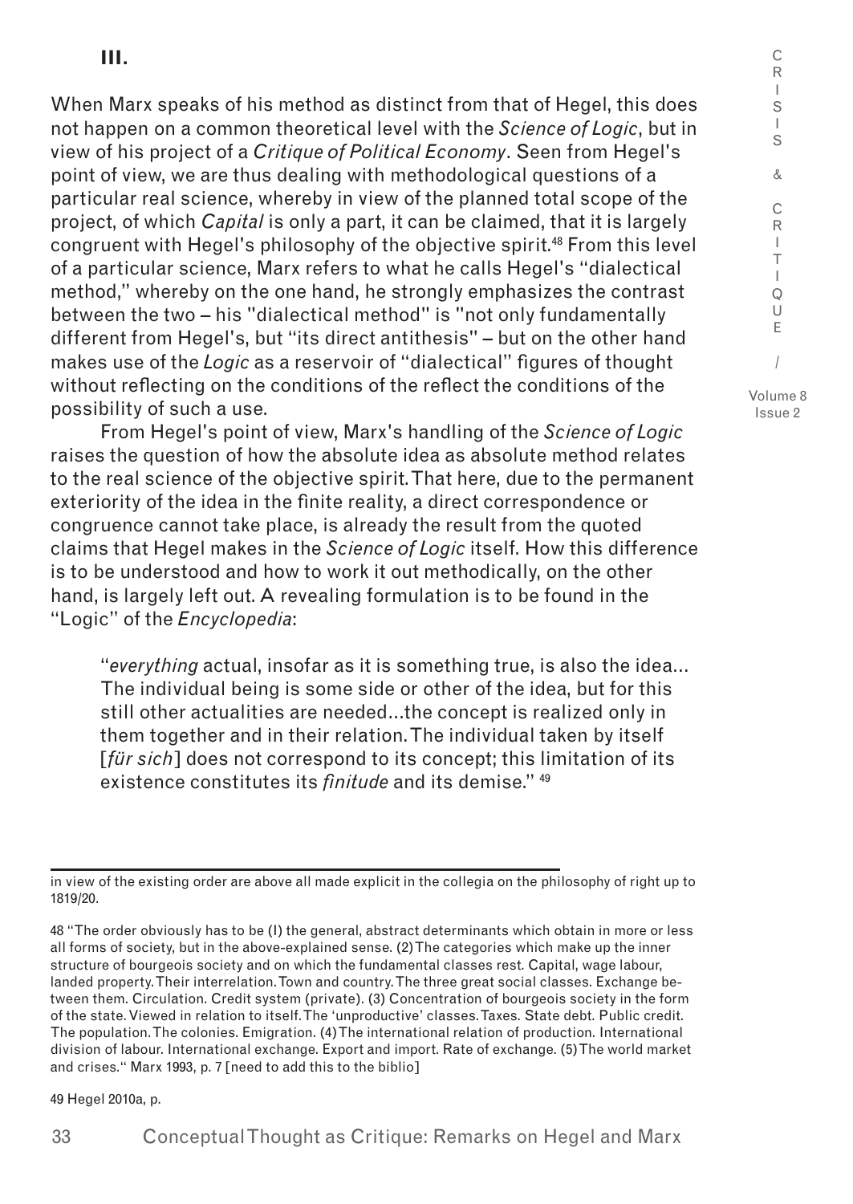## III.

When Marx speaks of his method as distinct from that of Hegel, this does not happen on a common theoretical level with the *Science of Logic*, but in view of his project of a *Critique of Political Economy*. Seen from Hegel's point of view, we are thus dealing with methodological questions of a particular real science, whereby in view of the planned total scope of the project, of which *Capital* is only a part, it can be claimed, that it is largely congruent with Hegel's philosophy of the objective spirit.[48] From this level of a particular science, Marx refers to what he calls Hegel's "dialectical method," whereby on the one hand, he strongly emphasizes the contrast between the two – his "dialectical method" is "not only fundamentally different from Hegel's, but "its direct antithesis" – but on the other hand makes use of the *Logic* as a reservoir of "dialectical" figures of thought without reflecting on the conditions of the reflect the conditions of the possibility of such a use.

From Hegel's point of view, Marx's handling of the *Science of Logic* raises the question of how the absolute idea as absolute method relates to the real science of the objective spirit. That here, due to the permanent exteriority of the idea in the finite reality, a direct correspondence or congruence cannot take place, is already the result from the quoted claims that Hegel makes in the *Science of Logic* itself. How this difference is to be understood and how to work it out methodically, on the other hand, is largely left out. A revealing formulation is to be found in the "Logic" of the *Encyclopedia*:

> "*everything* actual, insofar as it is something true, is also the idea... The individual being is some side or other of the idea, but for this still other actualities are needed...the concept is realized only in them together and in their relation. The individual taken by itself [*für sich*] does not correspond to its concept; this limitation of its existence constitutes its *finitude* and its demise." [49]

---

in view of the existing order are above all made explicit in the collegia on the philosophy of right up to 1819/20.

48 "The order obviously has to be (1) the general, abstract determinants which obtain in more or less all forms of society, but in the above-explained sense. (2) The categories which make up the inner structure of bourgeois society and on which the fundamental classes rest. Capital, wage labour, landed property. Their interrelation. Town and country. The three great social classes. Exchange between them. Circulation. Credit system (private). (3) Concentration of bourgeois society in the form of the state. Viewed in relation to itself. The 'unproductive' classes. Taxes. State debt. Public credit. The population. The colonies. Emigration. (4) The international relation of production. International division of labour. International exchange. Export and import. Rate of exchange. (5) The world market and crises." Marx 1993, p. 7 [need to add this to the biblio]

49 Hegel 2010a, p.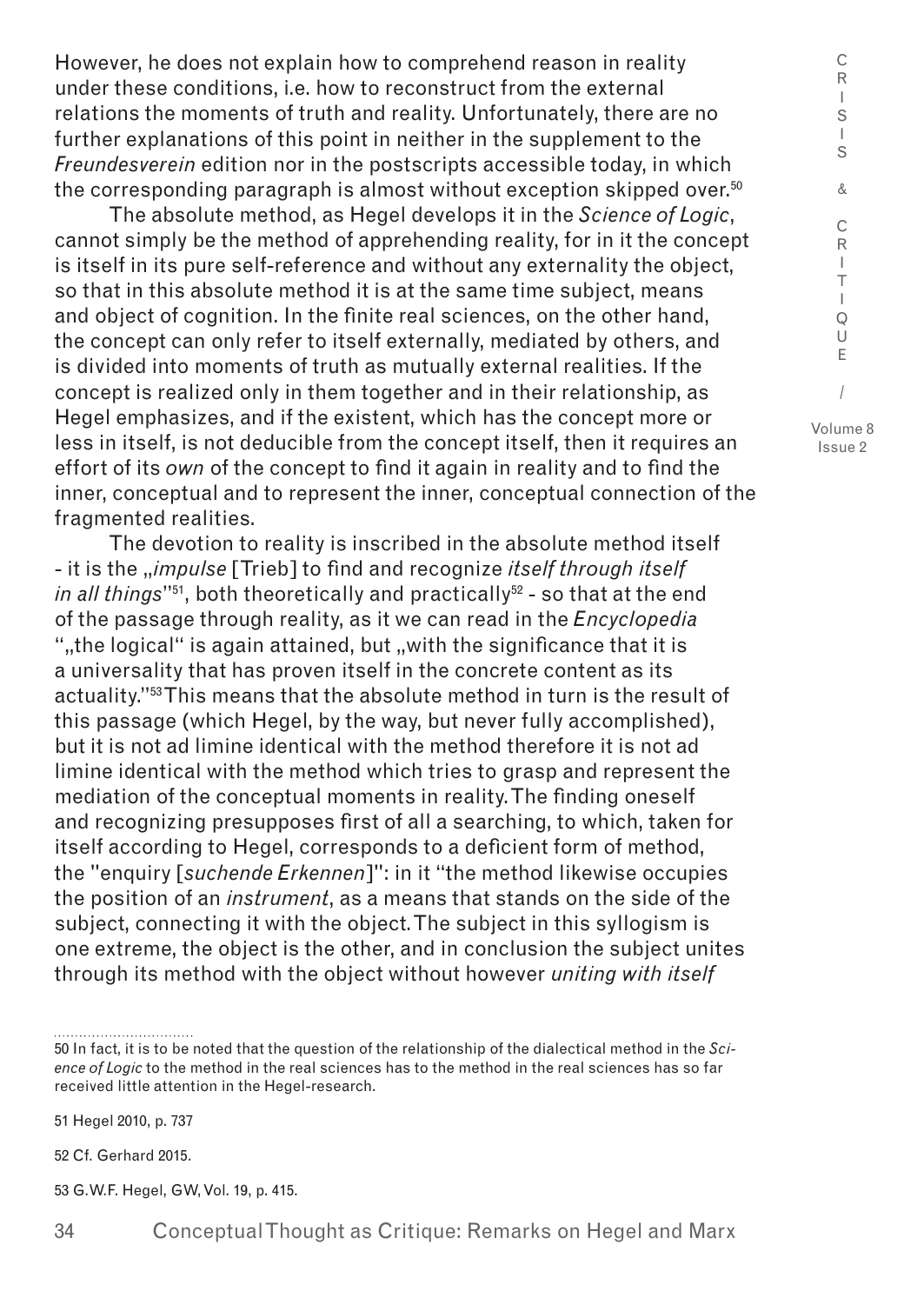However, he does not explain how to comprehend reason in reality under these conditions, i.e. how to reconstruct from the external relations the moments of truth and reality. Unfortunately, there are no further explanations of this point in neither in the supplement to the *Freundesverein* edition nor in the postscripts accessible today, in which the corresponding paragraph is almost without exception skipped over.[50]

The absolute method, as Hegel develops it in the *Science of Logic*, cannot simply be the method of apprehending reality, for in it the concept is itself in its pure self-reference and without any externality the object, so that in this absolute method it is at the same time subject, means and object of cognition. In the finite real sciences, on the other hand, the concept can only refer to itself externally, mediated by others, and is divided into moments of truth as mutually external realities. If the concept is realized only in them together and in their relationship, as Hegel emphasizes, and if the existent, which has the concept more or less in itself, is not deducible from the concept itself, then it requires an effort of its *own* of the concept to find it again in reality and to find the inner, conceptual and to represent the inner, conceptual connection of the fragmented realities.

The devotion to reality is inscribed in the absolute method itself - it is the „*impulse* [Trieb] to find and recognize *itself through itself in all things*"[51], both theoretically and practically[52] - so that at the end of the passage through reality, as it we can read in the *Encyclopedia* "„the logical" is again attained, but „with the significance that it is a universality that has proven itself in the concrete content as its actuality."[53] This means that the absolute method in turn is the result of this passage (which Hegel, by the way, but never fully accomplished), but it is not ad limine identical with the method therefore it is not ad limine identical with the method which tries to grasp and represent the mediation of the conceptual moments in reality. The finding oneself and recognizing presupposes first of all a searching, to which, taken for itself according to Hegel, corresponds to a deficient form of method, the "enquiry [*suchende Erkennen*]": in it "the method likewise occupies the position of an *instrument*, as a means that stands on the side of the subject, connecting it with the object. The subject in this syllogism is one extreme, the object is the other, and in conclusion the subject unites through its method with the object without however *uniting with itself*

---

50 In fact, it is to be noted that the question of the relationship of the dialectical method in the *Science of Logic* to the method in the real sciences has to the method in the real sciences has so far received little attention in the Hegel-research.

51 Hegel 2010, p. 737

52 Cf. Gerhard 2015.

53 G.W.F. Hegel, GW, Vol. 19, p. 415.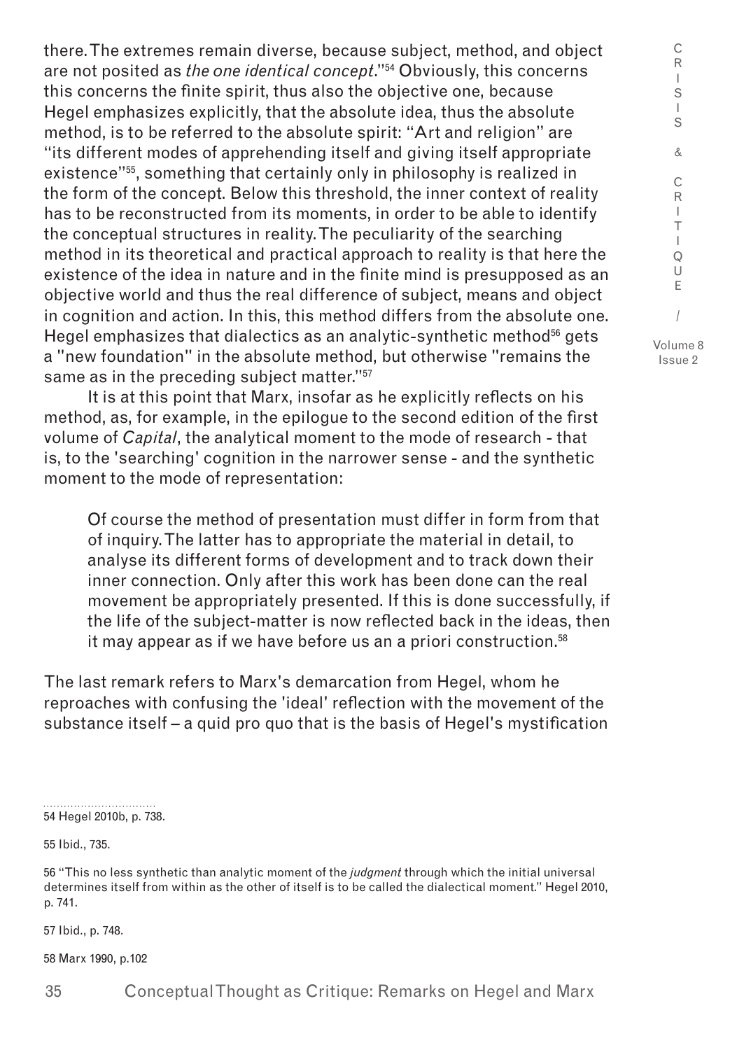there. The extremes remain diverse, because subject, method, and object are not posited as *the one identical concept*."[54] Obviously, this concerns this concerns the finite spirit, thus also the objective one, because Hegel emphasizes explicitly, that the absolute idea, thus the absolute method, is to be referred to the absolute spirit: "Art and religion" are "its different modes of apprehending itself and giving itself appropriate existence"[55], something that certainly only in philosophy is realized in the form of the concept. Below this threshold, the inner context of reality has to be reconstructed from its moments, in order to be able to identify the conceptual structures in reality. The peculiarity of the searching method in its theoretical and practical approach to reality is that here the existence of the idea in nature and in the finite mind is presupposed as an objective world and thus the real difference of subject, means and object in cognition and action. In this, this method differs from the absolute one. Hegel emphasizes that dialectics as an analytic-synthetic method[56] gets a "new foundation" in the absolute method, but otherwise "remains the same as in the preceding subject matter."[57]

It is at this point that Marx, insofar as he explicitly reflects on his method, as, for example, in the epilogue to the second edition of the first volume of *Capital*, the analytical moment to the mode of research - that is, to the 'searching' cognition in the narrower sense - and the synthetic moment to the mode of representation:

> Of course the method of presentation must differ in form from that of inquiry. The latter has to appropriate the material in detail, to analyse its different forms of development and to track down their inner connection. Only after this work has been done can the real movement be appropriately presented. If this is done successfully, if the life of the subject-matter is now reflected back in the ideas, then it may appear as if we have before us an a priori construction.[58]

The last remark refers to Marx's demarcation from Hegel, whom he reproaches with confusing the 'ideal' reflection with the movement of the substance itself – a quid pro quo that is the basis of Hegel's mystification

54 Hegel 2010b, p. 738.

55 Ibid., 735.

56 "This no less synthetic than analytic moment of the *judgment* through which the initial universal determines itself from within as the other of itself is to be called the dialectical moment." Hegel 2010, p. 741.

57 Ibid., p. 748.

58 Marx 1990, p.102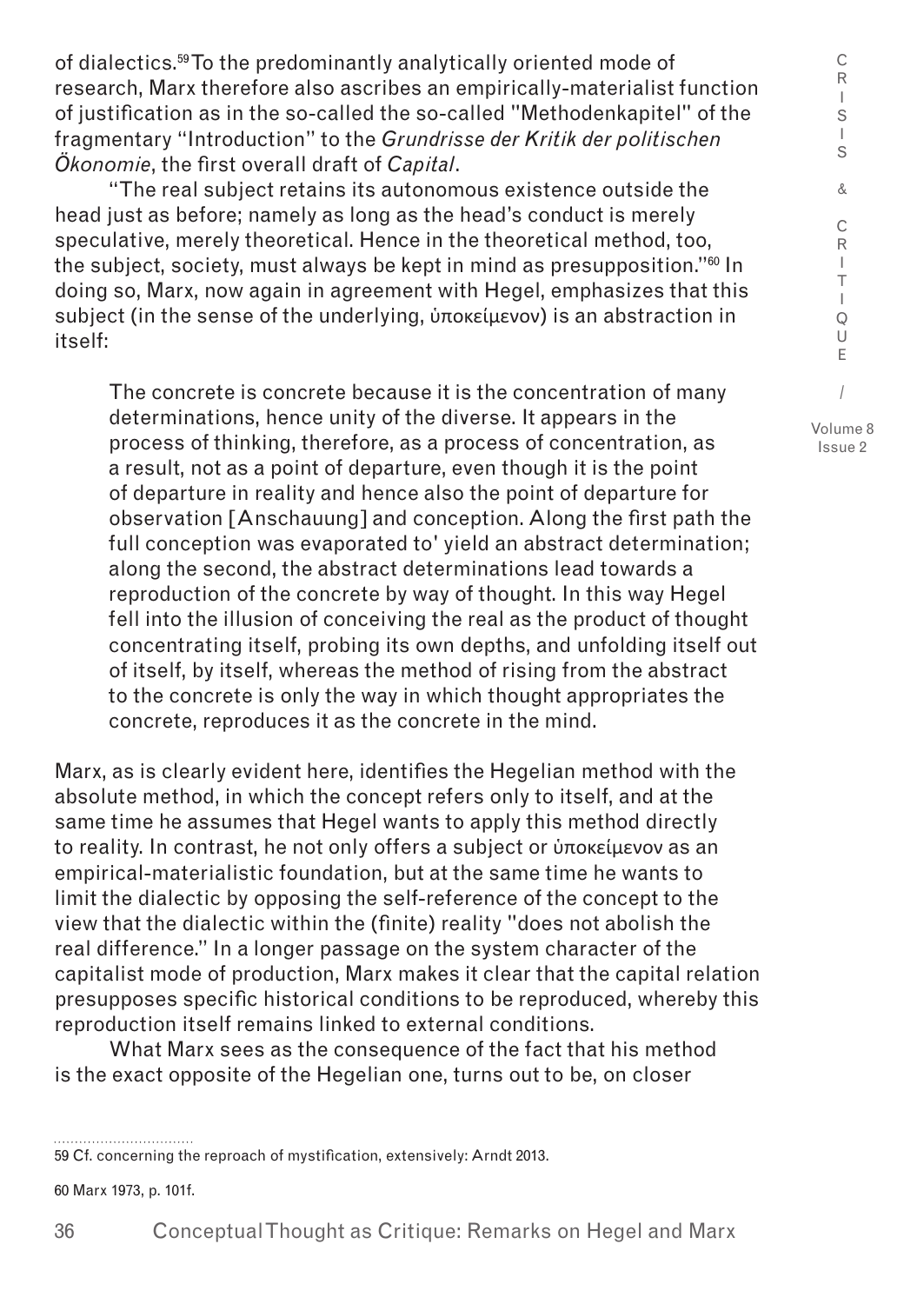of dialectics.[59] To the predominantly analytically oriented mode of research, Marx therefore also ascribes an empirically-materialist function of justification as in the so-called the so-called "Methodenkapitel" of the fragmentary "Introduction" to the *Grundrisse der Kritik der politischen Ökonomie*, the first overall draft of *Capital*.

"The real subject retains its autonomous existence outside the head just as before; namely as long as the head's conduct is merely speculative, merely theoretical. Hence in the theoretical method, too, the subject, society, must always be kept in mind as presupposition."[60] In doing so, Marx, now again in agreement with Hegel, emphasizes that this subject (in the sense of the underlying, ὑποκείμενον) is an abstraction in itself:

> The concrete is concrete because it is the concentration of many determinations, hence unity of the diverse. It appears in the process of thinking, therefore, as a process of concentration, as a result, not as a point of departure, even though it is the point of departure in reality and hence also the point of departure for observation [Anschauung] and conception. Along the first path the full conception was evaporated to' yield an abstract determination; along the second, the abstract determinations lead towards a reproduction of the concrete by way of thought. In this way Hegel fell into the illusion of conceiving the real as the product of thought concentrating itself, probing its own depths, and unfolding itself out of itself, by itself, whereas the method of rising from the abstract to the concrete is only the way in which thought appropriates the concrete, reproduces it as the concrete in the mind.

Marx, as is clearly evident here, identifies the Hegelian method with the absolute method, in which the concept refers only to itself, and at the same time he assumes that Hegel wants to apply this method directly to reality. In contrast, he not only offers a subject or ὑποκείμενον as an empirical-materialistic foundation, but at the same time he wants to limit the dialectic by opposing the self-reference of the concept to the view that the dialectic within the (finite) reality "does not abolish the real difference." In a longer passage on the system character of the capitalist mode of production, Marx makes it clear that the capital relation presupposes specific historical conditions to be reproduced, whereby this reproduction itself remains linked to external conditions.

What Marx sees as the consequence of the fact that his method is the exact opposite of the Hegelian one, turns out to be, on closer

---

59 Cf. concerning the reproach of mystification, extensively: Arndt 2013.

60 Marx 1973, p. 101f.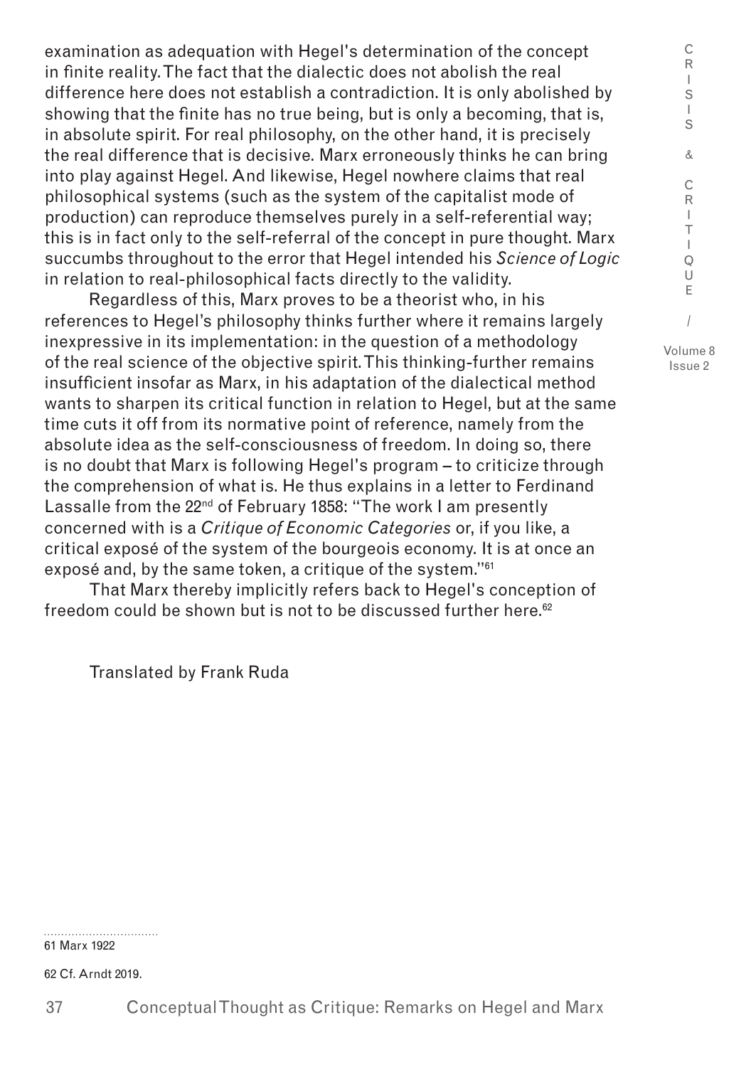examination as adequation with Hegel's determination of the concept in finite reality. The fact that the dialectic does not abolish the real difference here does not establish a contradiction. It is only abolished by showing that the finite has no true being, but is only a becoming, that is, in absolute spirit. For real philosophy, on the other hand, it is precisely the real difference that is decisive. Marx erroneously thinks he can bring into play against Hegel. And likewise, Hegel nowhere claims that real philosophical systems (such as the system of the capitalist mode of production) can reproduce themselves purely in a self-referential way; this is in fact only to the self-referral of the concept in pure thought. Marx succumbs throughout to the error that Hegel intended his *Science of Logic* in relation to real-philosophical facts directly to the validity.

Regardless of this, Marx proves to be a theorist who, in his references to Hegel's philosophy thinks further where it remains largely inexpressive in its implementation: in the question of a methodology of the real science of the objective spirit. This thinking-further remains insufficient insofar as Marx, in his adaptation of the dialectical method wants to sharpen its critical function in relation to Hegel, but at the same time cuts it off from its normative point of reference, namely from the absolute idea as the self-consciousness of freedom. In doing so, there is no doubt that Marx is following Hegel's program – to criticize through the comprehension of what is. He thus explains in a letter to Ferdinand Lassalle from the 22nd of February 1858: "The work I am presently concerned with is a *Critique of Economic Categories* or, if you like, a critical exposé of the system of the bourgeois economy. It is at once an exposé and, by the same token, a critique of the system."[61]

That Marx thereby implicitly refers back to Hegel's conception of freedom could be shown but is not to be discussed further here.[62]

Translated by Frank Ruda

61 Marx 1922

62 Cf. Arndt 2019.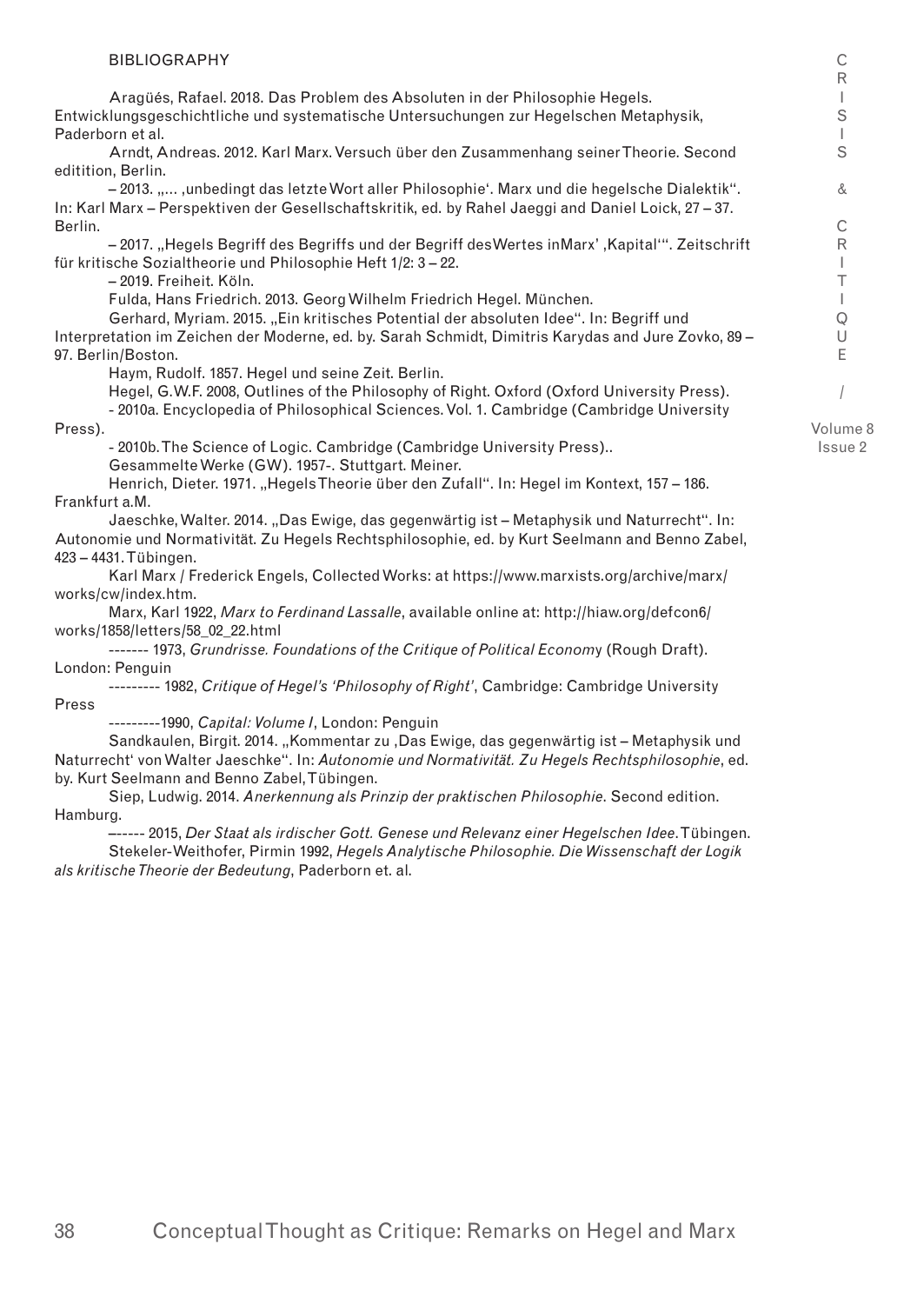BIBLIOGRAPHY

Aragüés, Rafael. 2018. Das Problem des Absoluten in der Philosophie Hegels. Entwicklungsgeschichtliche und systematische Untersuchungen zur Hegelschen Metaphysik, Paderborn et al.

Arndt, Andreas. 2012. Karl Marx. Versuch über den Zusammenhang seiner Theorie. Second editition, Berlin.

– 2013. „… ‚unbedingt das letzte Wort aller Philosophie'. Marx und die hegelsche Dialektik". In: Karl Marx – Perspektiven der Gesellschaftskritik, ed. by Rahel Jaeggi and Daniel Loick, 27 – 37. Berlin.

– 2017. „Hegels Begriff des Begriffs und der Begriff des Wertes in Marx' ‚Kapital'". Zeitschrift für kritische Sozialtheorie und Philosophie Heft 1/2: 3 – 22.

– 2019. Freiheit. Köln.

Fulda, Hans Friedrich. 2013. Georg Wilhelm Friedrich Hegel. München.

Gerhard, Myriam. 2015. „Ein kritisches Potential der absoluten Idee". In: Begriff und Interpretation im Zeichen der Moderne, ed. by. Sarah Schmidt, Dimitris Karydas and Jure Zovko, 89 – 97. Berlin/Boston.

Haym, Rudolf. 1857. Hegel und seine Zeit. Berlin.

Hegel, G.W.F. 2008, Outlines of the Philosophy of Right. Oxford (Oxford University Press).

- 2010a. Encyclopedia of Philosophical Sciences. Vol. 1. Cambridge (Cambridge University Press).

- 2010b. The Science of Logic. Cambridge (Cambridge University Press)..

Gesammelte Werke (GW). 1957-. Stuttgart. Meiner.

Henrich, Dieter. 1971. „Hegels Theorie über den Zufall". In: Hegel im Kontext, 157 – 186. Frankfurt a.M.

Jaeschke, Walter. 2014. „Das Ewige, das gegenwärtig ist – Metaphysik und Naturrecht". In: Autonomie und Normativität. Zu Hegels Rechtsphilosophie, ed. by Kurt Seelmann and Benno Zabel, 423 – 4431. Tübingen.

Karl Marx / Frederick Engels, Collected Works: at https://www.marxists.org/archive/marx/works/cw/index.htm.

Marx, Karl 1922, *Marx to Ferdinand Lassalle*, available online at: http://hiaw.org/defcon6/works/1858/letters/58_02_22.html

------- 1973, *Grundrisse. Foundations of the Critique of Political Economy* (Rough Draft). London: Penguin

--------- 1982, *Critique of Hegel's 'Philosophy of Right'*, Cambridge: Cambridge University Press

---------1990, *Capital: Volume I*, London: Penguin

Sandkaulen, Birgit. 2014. „Kommentar zu ‚Das Ewige, das gegenwärtig ist – Metaphysik und Naturrecht' von Walter Jaeschke". In: *Autonomie und Normativität. Zu Hegels Rechtsphilosophie*, ed. by. Kurt Seelmann and Benno Zabel, Tübingen.

Siep, Ludwig. 2014. *Anerkennung als Prinzip der praktischen Philosophie*. Second edition. Hamburg.

–----- 2015, *Der Staat als irdischer Gott. Genese und Relevanz einer Hegelschen Idee*. Tübingen.

Stekeler-Weithofer, Pirmin 1992, *Hegels Analytische Philosophie. Die Wissenschaft der Logik als kritische Theorie der Bedeutung*, Paderborn et. al.